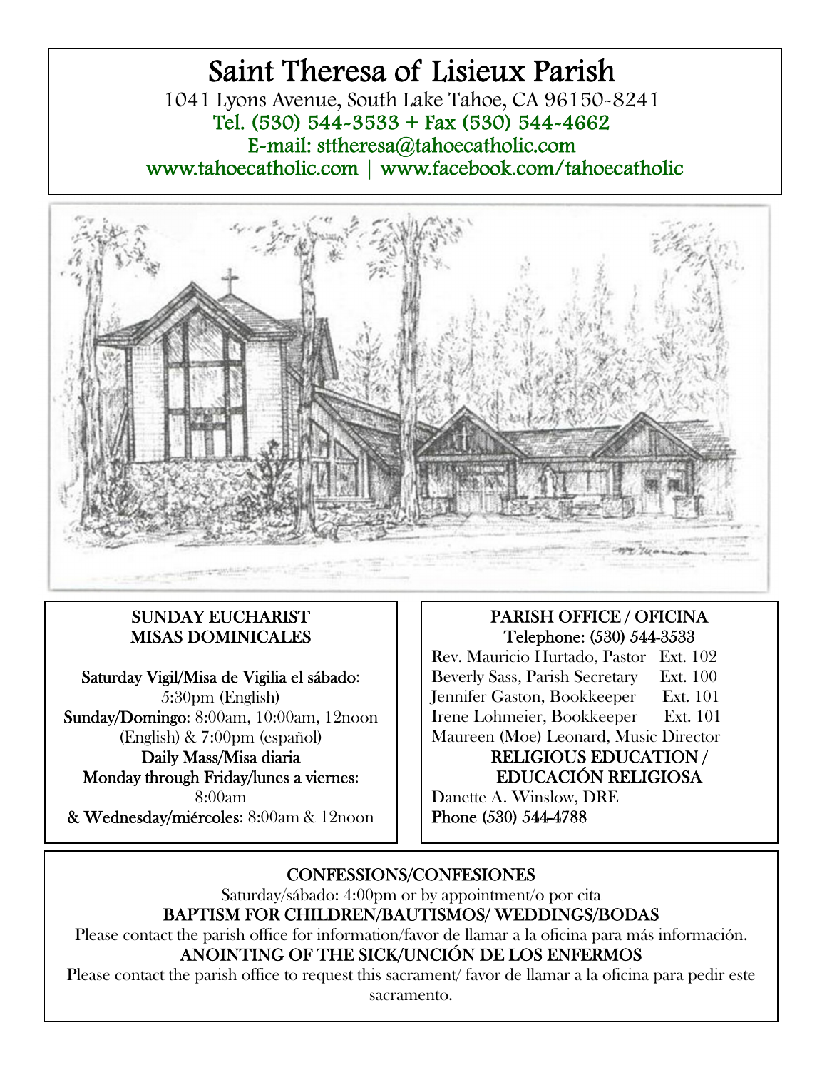# Saint Theresa of Lisieux Parish

1041 Lyons Avenue, South Lake Tahoe, CA 96150-8241

Tel. (530) 544-3533 + Fax (530) 544-4662

E-mail: sttheresa@tahoecatholic.com

www.tahoecatholic.com | www.facebook.com/tahoecatholic

## SUNDAY EUCHARIST
## MISAS DOMINICALES

**Saturday Vigil/Misa de Vigilia el sábado:**
5:30pm (English)

**Sunday/Domingo:** 8:00am, 10:00am, 12noon (English) & 7:00pm (español)

**Daily Mass/Misa diaria**

**Monday through Friday/lunes a viernes:**
8:00am

**& Wednesday/miércoles:** 8:00am & 12noon

## PARISH OFFICE / OFICINA

Telephone: (530) 544-3533

Rev. Mauricio Hurtado, Pastor Ext. 102
Beverly Sass, Parish Secretary Ext. 100
Jennifer Gaston, Bookkeeper Ext. 101
Irene Lohmeier, Bookkeeper Ext. 101
Maureen (Moe) Leonard, Music Director

## RELIGIOUS EDUCATION / EDUCACIÓN RELIGIOSA

Danette A. Winslow, DRE
**Phone (530) 544-4788**

## CONFESSIONS/CONFESIONES

Saturday/sábado: 4:00pm or by appointment/o por cita

## BAPTISM FOR CHILDREN/BAUTISMOS/ WEDDINGS/BODAS

Please contact the parish office for information/favor de llamar a la oficina para más información.

## ANOINTING OF THE SICK/UNCIÓN DE LOS ENFERMOS

Please contact the parish office to request this sacrament/ favor de llamar a la oficina para pedir este sacramento.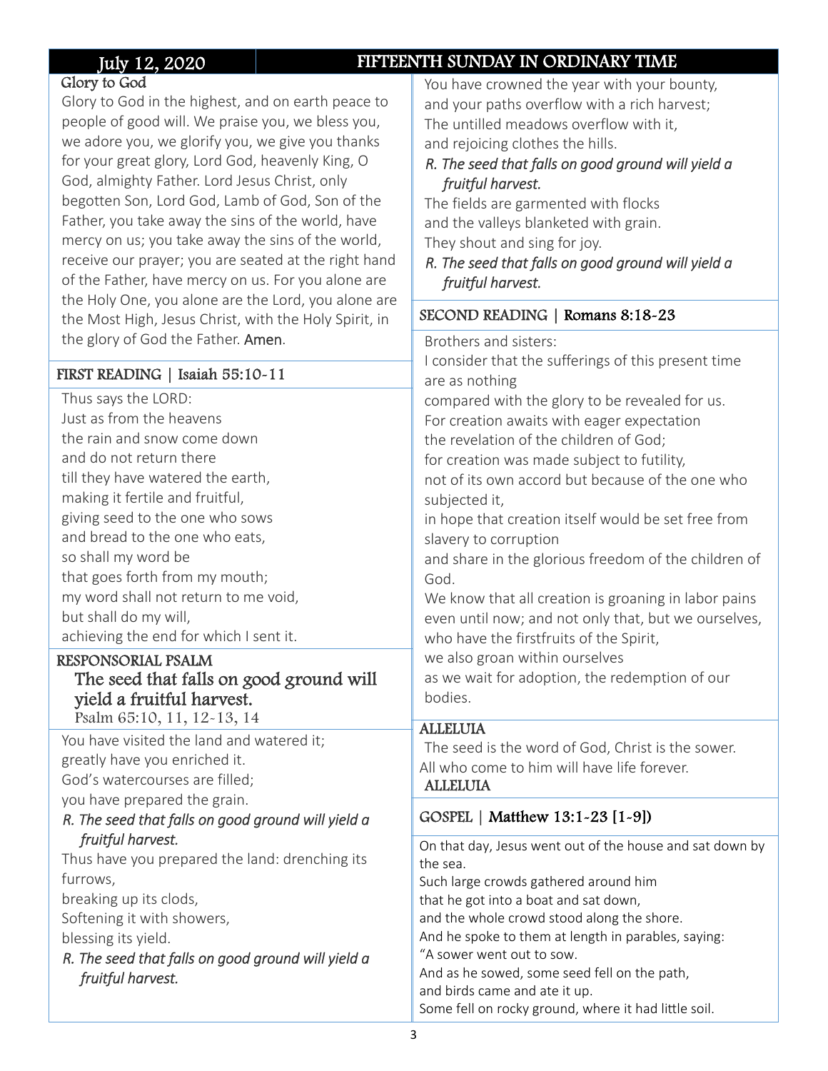## July 12, 2020 — FIFTEENTH SUNDAY IN ORDINARY TIME

### Glory to God

Glory to God in the highest, and on earth peace to people of good will. We praise you, we bless you, we adore you, we glorify you, we give you thanks for your great glory, Lord God, heavenly King, O God, almighty Father. Lord Jesus Christ, only begotten Son, Lord God, Lamb of God, Son of the Father, you take away the sins of the world, have mercy on us; you take away the sins of the world, receive our prayer; you are seated at the right hand of the Father, have mercy on us. For you alone are the Holy One, you alone are the Lord, you alone are the Most High, Jesus Christ, with the Holy Spirit, in the glory of God the Father. **Amen**.

### FIRST READING | Isaiah 55:10-11

Thus says the LORD:
Just as from the heavens
the rain and snow come down
and do not return there
till they have watered the earth,
making it fertile and fruitful,
giving seed to the one who sows
and bread to the one who eats,
so shall my word be
that goes forth from my mouth;
my word shall not return to me void,
but shall do my will,
achieving the end for which I sent it.

### RESPONSORIAL PSALM

**The seed that falls on good ground will yield a fruitful harvest.**

Psalm 65:10, 11, 12-13, 14

You have visited the land and watered it;
greatly have you enriched it.
God's watercourses are filled;
you have prepared the grain.

*R. The seed that falls on good ground will yield a fruitful harvest.*

Thus have you prepared the land: drenching its furrows,
breaking up its clods,
Softening it with showers,
blessing its yield.

*R. The seed that falls on good ground will yield a fruitful harvest.*

You have crowned the year with your bounty,
and your paths overflow with a rich harvest;
The untilled meadows overflow with it,
and rejoicing clothes the hills.

*R. The seed that falls on good ground will yield a fruitful harvest.*

The fields are garmented with flocks
and the valleys blanketed with grain.
They shout and sing for joy.

*R. The seed that falls on good ground will yield a fruitful harvest.*

### SECOND READING | Romans 8:18-23

Brothers and sisters:
I consider that the sufferings of this present time are as nothing
compared with the glory to be revealed for us.
For creation awaits with eager expectation
the revelation of the children of God;
for creation was made subject to futility,
not of its own accord but because of the one who subjected it,
in hope that creation itself would be set free from slavery to corruption
and share in the glorious freedom of the children of God.
We know that all creation is groaning in labor pains even until now; and not only that, but we ourselves, who have the firstfruits of the Spirit,
we also groan within ourselves
as we wait for adoption, the redemption of our bodies.

### ALLELUIA

The seed is the word of God, Christ is the sower.
All who come to him will have life forever.

**ALLELUIA**

### GOSPEL | Matthew 13:1-23 [1-9])

On that day, Jesus went out of the house and sat down by the sea.
Such large crowds gathered around him
that he got into a boat and sat down,
and the whole crowd stood along the shore.
And he spoke to them at length in parables, saying:
"A sower went out to sow.
And as he sowed, some seed fell on the path,
and birds came and ate it up.
Some fell on rocky ground, where it had little soil.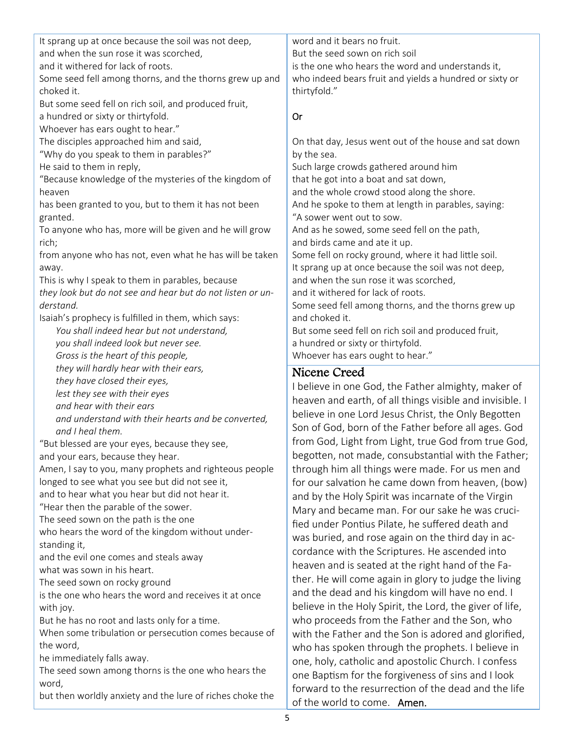It sprang up at once because the soil was not deep,
and when the sun rose it was scorched,
and it withered for lack of roots.
Some seed fell among thorns, and the thorns grew up and choked it.
But some seed fell on rich soil, and produced fruit,
a hundred or sixty or thirtyfold.
Whoever has ears ought to hear."
The disciples approached him and said,
"Why do you speak to them in parables?"
He said to them in reply,
"Because knowledge of the mysteries of the kingdom of heaven
has been granted to you, but to them it has not been granted.
To anyone who has, more will be given and he will grow rich;
from anyone who has not, even what he has will be taken away.
This is why I speak to them in parables, because
*they look but do not see and hear but do not listen or understand.*
Isaiah's prophecy is fulfilled in them, which says:

*You shall indeed hear but not understand,*
*you shall indeed look but never see.*
*Gross is the heart of this people,*
*they will hardly hear with their ears,*
*they have closed their eyes,*
*lest they see with their eyes*
*and hear with their ears*
*and understand with their hearts and be converted,*
*and I heal them.*

"But blessed are your eyes, because they see,
and your ears, because they hear.
Amen, I say to you, many prophets and righteous people
longed to see what you see but did not see it,
and to hear what you hear but did not hear it.
"Hear then the parable of the sower.
The seed sown on the path is the one
who hears the word of the kingdom without understanding it,
and the evil one comes and steals away
what was sown in his heart.
The seed sown on rocky ground
is the one who hears the word and receives it at once with joy.
But he has no root and lasts only for a time.
When some tribulation or persecution comes because of the word,
he immediately falls away.
The seed sown among thorns is the one who hears the word,
but then worldly anxiety and the lure of riches choke the word and it bears no fruit.
But the seed sown on rich soil
is the one who hears the word and understands it,
who indeed bears fruit and yields a hundred or sixty or thirtyfold."

Or

On that day, Jesus went out of the house and sat down by the sea.
Such large crowds gathered around him
that he got into a boat and sat down,
and the whole crowd stood along the shore.
And he spoke to them at length in parables, saying:
"A sower went out to sow.
And as he sowed, some seed fell on the path,
and birds came and ate it up.
Some fell on rocky ground, where it had little soil.
It sprang up at once because the soil was not deep,
and when the sun rose it was scorched,
and it withered for lack of roots.
Some seed fell among thorns, and the thorns grew up and choked it.
But some seed fell on rich soil and produced fruit,
a hundred or sixty or thirtyfold.
Whoever has ears ought to hear."

## Nicene Creed

I believe in one God, the Father almighty, maker of heaven and earth, of all things visible and invisible. I believe in one Lord Jesus Christ, the Only Begotten Son of God, born of the Father before all ages. God from God, Light from Light, true God from true God, begotten, not made, consubstantial with the Father; through him all things were made. For us men and for our salvation he came down from heaven, (bow) and by the Holy Spirit was incarnate of the Virgin Mary and became man. For our sake he was crucified under Pontius Pilate, he suffered death and was buried, and rose again on the third day in accordance with the Scriptures. He ascended into heaven and is seated at the right hand of the Father. He will come again in glory to judge the living and the dead and his kingdom will have no end. I believe in the Holy Spirit, the Lord, the giver of life, who proceeds from the Father and the Son, who with the Father and the Son is adored and glorified, who has spoken through the prophets. I believe in one, holy, catholic and apostolic Church. I confess one Baptism for the forgiveness of sins and I look forward to the resurrection of the dead and the life of the world to come. **Amen.**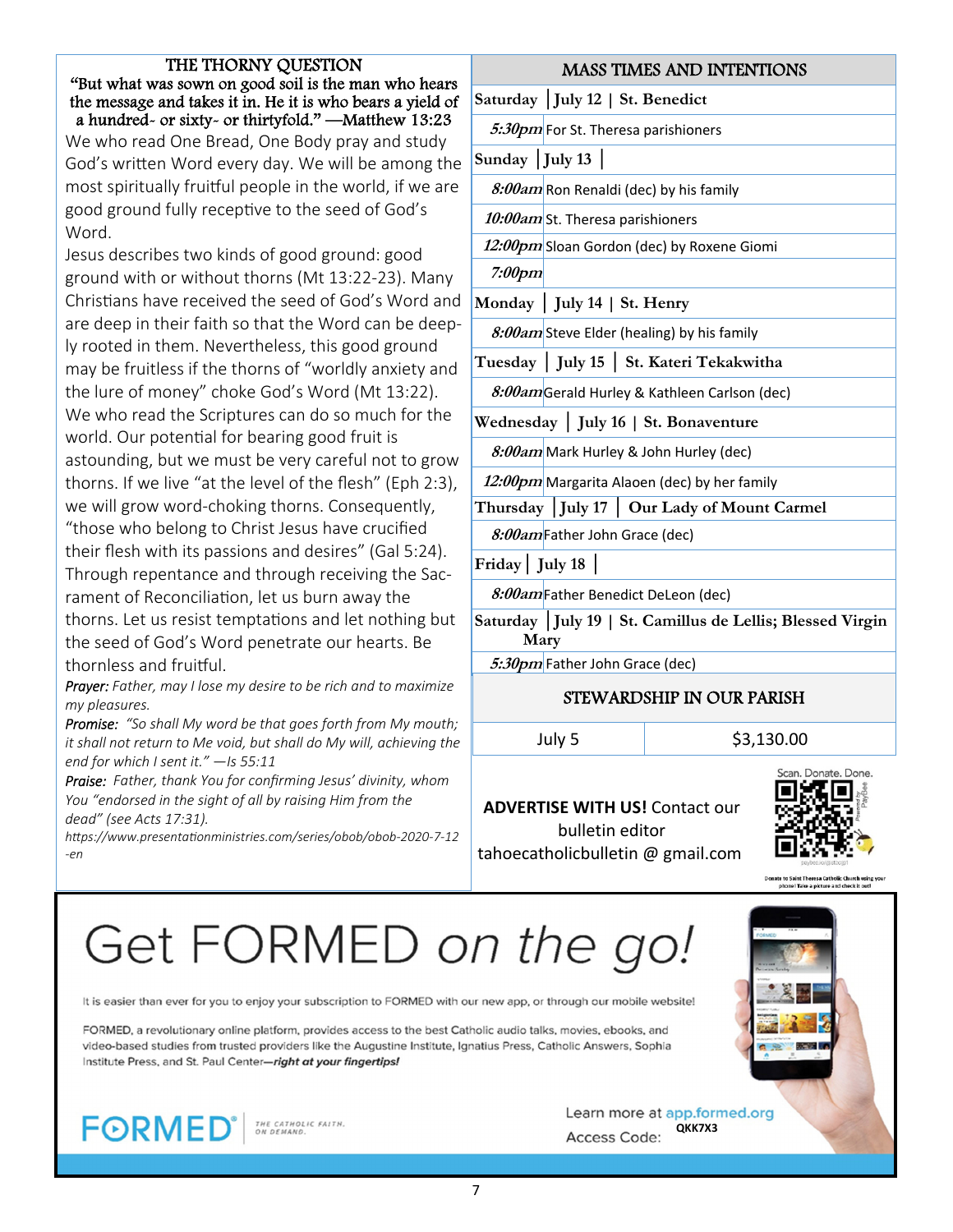## THE THORNY QUESTION

**"But what was sown on good soil is the man who hears the message and takes it in. He it is who bears a yield of a hundred- or sixty- or thirtyfold." —Matthew 13:23**

We who read One Bread, One Body pray and study God's written Word every day. We will be among the most spiritually fruitful people in the world, if we are good ground fully receptive to the seed of God's Word.

Jesus describes two kinds of good ground: good ground with or without thorns (Mt 13:22-23). Many Christians have received the seed of God's Word and are deep in their faith so that the Word can be deeply rooted in them. Nevertheless, this good ground may be fruitless if the thorns of "worldly anxiety and the lure of money" choke God's Word (Mt 13:22).

We who read the Scriptures can do so much for the world. Our potential for bearing good fruit is astounding, but we must be very careful not to grow thorns. If we live "at the level of the flesh" (Eph 2:3), we will grow word-choking thorns. Consequently, "those who belong to Christ Jesus have crucified their flesh with its passions and desires" (Gal 5:24). Through repentance and through receiving the Sacrament of Reconciliation, let us burn away the thorns. Let us resist temptations and let nothing but the seed of God's Word penetrate our hearts. Be thornless and fruitful.

***Prayer:*** *Father, may I lose my desire to be rich and to maximize my pleasures.*

***Promise:*** *"So shall My word be that goes forth from My mouth; it shall not return to Me void, but shall do My will, achieving the end for which I sent it." —Is 55:11*

***Praise:*** *Father, thank You for confirming Jesus' divinity, whom You "endorsed in the sight of all by raising Him from the dead" (see Acts 17:31).*

*https://www.presentationministries.com/series/obob/obob-2020-7-12-en*

## MASS TIMES AND INTENTIONS

| | |
|---|---|
| **Saturday \| July 12 \| St. Benedict** | |
| ***5:30pm*** | For St. Theresa parishioners |
| **Sunday \| July 13 \|** | |
| ***8:00am*** | Ron Renaldi (dec) by his family |
| ***10:00am*** | St. Theresa parishioners |
| ***12:00pm*** | Sloan Gordon (dec) by Roxene Giomi |
| ***7:00pm*** | |
| **Monday \| July 14 \| St. Henry** | |
| ***8:00am*** | Steve Elder (healing) by his family |
| **Tuesday \| July 15 \| St. Kateri Tekakwitha** | |
| ***8:00am*** | Gerald Hurley & Kathleen Carlson (dec) |
| **Wednesday \| July 16 \| St. Bonaventure** | |
| ***8:00am*** | Mark Hurley & John Hurley (dec) |
| ***12:00pm*** | Margarita Alaoen (dec) by her family |
| **Thursday \| July 17 \| Our Lady of Mount Carmel** | |
| ***8:00am*** | Father John Grace (dec) |
| **Friday \| July 18 \|** | |
| ***8:00am*** | Father Benedict DeLeon (dec) |
| **Saturday \| July 19 \| St. Camillus de Lellis; Blessed Virgin Mary** | |
| ***5:30pm*** | Father John Grace (dec) |

## STEWARDSHIP IN OUR PARISH

| | |
|---|---|
| July 5 | $3,130.00 |

**ADVERTISE WITH US!** Contact our bulletin editor tahoecatholicbulletin @ gmail.com

Scan. Donate. Done.

Donate to Saint Theresa Catholic Church using your phone! Take a picture and check it out!

# Get FORMED *on the go!*

It is easier than ever for you to enjoy your subscription to FORMED with our new app, or through our mobile website!

FORMED, a revolutionary online platform, provides access to the best Catholic audio talks, movies, ebooks, and video-based studies from trusted providers like the Augustine Institute, Ignatius Press, Catholic Answers, Sophia Institute Press, and St. Paul Center—***right at your fingertips!***

FORMED THE CATHOLIC FAITH. ON DEMAND.

Learn more at app.formed.org

Access Code: **QKK7X3**